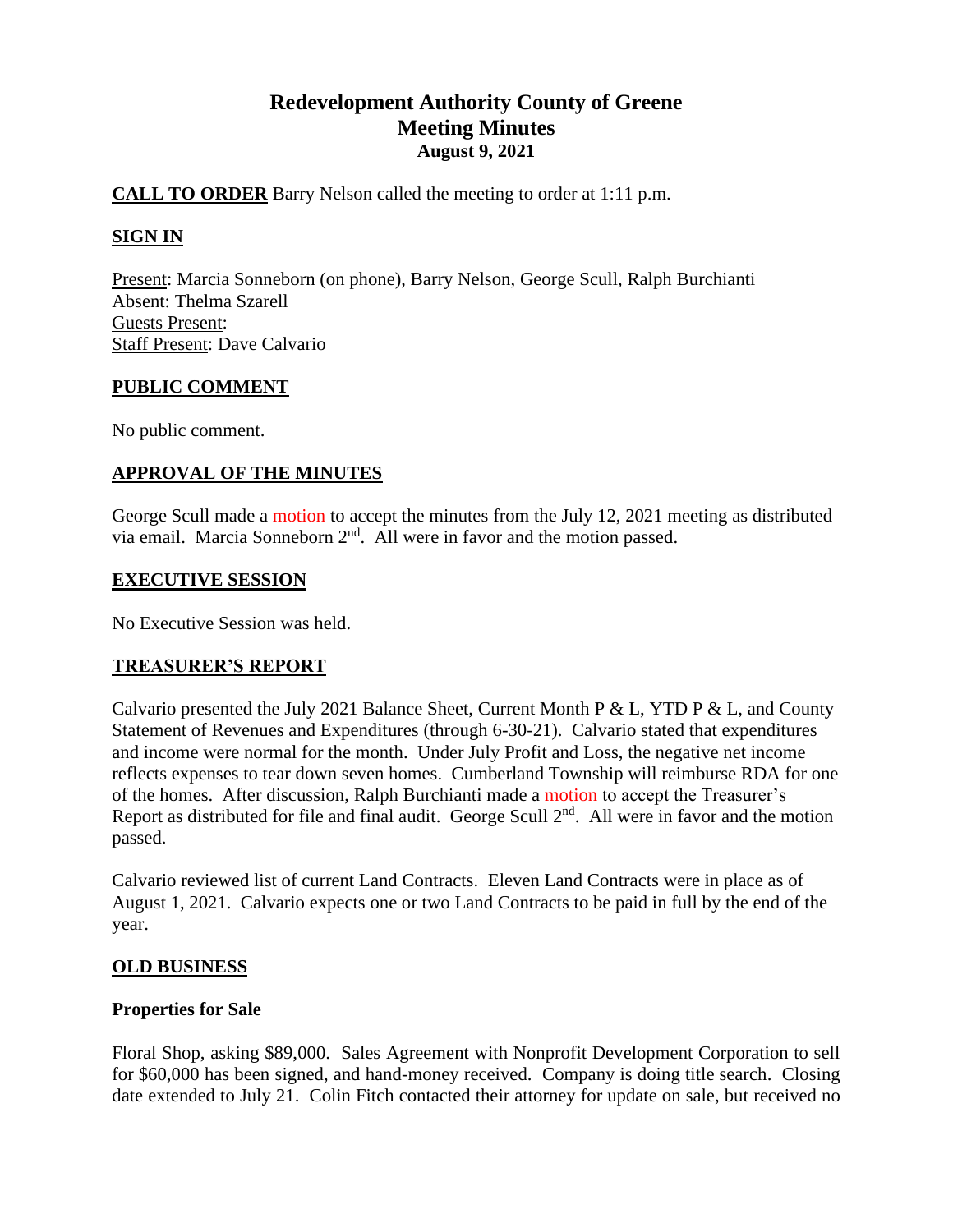# Redevelopment Authority County of Greene
## Meeting Minutes
### August 9, 2021

**CALL TO ORDER** Barry Nelson called the meeting to order at 1:11 p.m.

**SIGN IN**

Present: Marcia Sonneborn (on phone), Barry Nelson, George Scull, Ralph Burchianti
Absent: Thelma Szarell
Guests Present:
Staff Present: Dave Calvario

**PUBLIC COMMENT**

No public comment.

**APPROVAL OF THE MINUTES**

George Scull made a motion to accept the minutes from the July 12, 2021 meeting as distributed via email. Marcia Sonneborn 2nd. All were in favor and the motion passed.

**EXECUTIVE SESSION**

No Executive Session was held.

**TREASURER'S REPORT**

Calvario presented the July 2021 Balance Sheet, Current Month P & L, YTD P & L, and County Statement of Revenues and Expenditures (through 6-30-21). Calvario stated that expenditures and income were normal for the month. Under July Profit and Loss, the negative net income reflects expenses to tear down seven homes. Cumberland Township will reimburse RDA for one of the homes. After discussion, Ralph Burchianti made a motion to accept the Treasurer's Report as distributed for file and final audit. George Scull 2nd. All were in favor and the motion passed.

Calvario reviewed list of current Land Contracts. Eleven Land Contracts were in place as of August 1, 2021. Calvario expects one or two Land Contracts to be paid in full by the end of the year.

**OLD BUSINESS**

**Properties for Sale**

Floral Shop, asking $89,000. Sales Agreement with Nonprofit Development Corporation to sell for $60,000 has been signed, and hand-money received. Company is doing title search. Closing date extended to July 21. Colin Fitch contacted their attorney for update on sale, but received no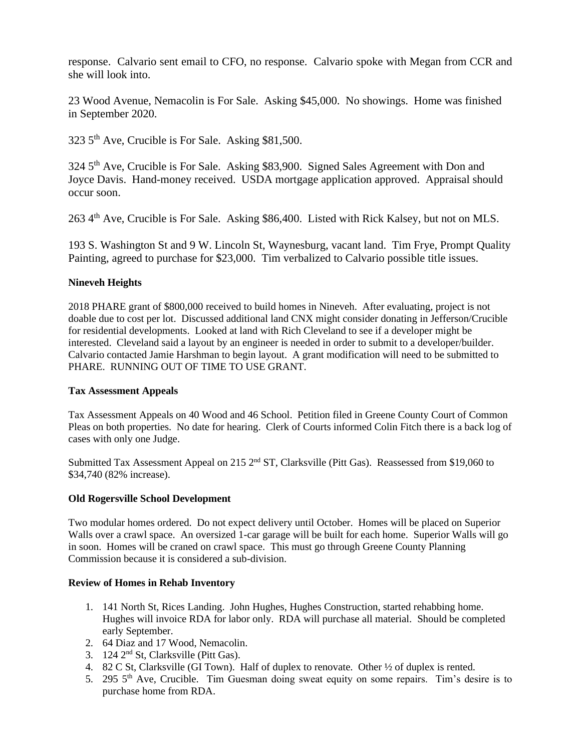response. Calvario sent email to CFO, no response. Calvario spoke with Megan from CCR and she will look into.

23 Wood Avenue, Nemacolin is For Sale. Asking $45,000. No showings. Home was finished in September 2020.

323 5th Ave, Crucible is For Sale. Asking $81,500.

324 5th Ave, Crucible is For Sale. Asking $83,900. Signed Sales Agreement with Don and Joyce Davis. Hand-money received. USDA mortgage application approved. Appraisal should occur soon.

263 4th Ave, Crucible is For Sale. Asking $86,400. Listed with Rick Kalsey, but not on MLS.

193 S. Washington St and 9 W. Lincoln St, Waynesburg, vacant land. Tim Frye, Prompt Quality Painting, agreed to purchase for $23,000. Tim verbalized to Calvario possible title issues.

**Nineveh Heights**

2018 PHARE grant of $800,000 received to build homes in Nineveh. After evaluating, project is not doable due to cost per lot. Discussed additional land CNX might consider donating in Jefferson/Crucible for residential developments. Looked at land with Rich Cleveland to see if a developer might be interested. Cleveland said a layout by an engineer is needed in order to submit to a developer/builder. Calvario contacted Jamie Harshman to begin layout. A grant modification will need to be submitted to PHARE. RUNNING OUT OF TIME TO USE GRANT.

**Tax Assessment Appeals**

Tax Assessment Appeals on 40 Wood and 46 School. Petition filed in Greene County Court of Common Pleas on both properties. No date for hearing. Clerk of Courts informed Colin Fitch there is a back log of cases with only one Judge.

Submitted Tax Assessment Appeal on 215 2nd ST, Clarksville (Pitt Gas). Reassessed from $19,060 to $34,740 (82% increase).

**Old Rogersville School Development**

Two modular homes ordered. Do not expect delivery until October. Homes will be placed on Superior Walls over a crawl space. An oversized 1-car garage will be built for each home. Superior Walls will go in soon. Homes will be craned on crawl space. This must go through Greene County Planning Commission because it is considered a sub-division.

**Review of Homes in Rehab Inventory**

1. 141 North St, Rices Landing. John Hughes, Hughes Construction, started rehabbing home. Hughes will invoice RDA for labor only. RDA will purchase all material. Should be completed early September.
2. 64 Diaz and 17 Wood, Nemacolin.
3. 124 2nd St, Clarksville (Pitt Gas).
4. 82 C St, Clarksville (GI Town). Half of duplex to renovate. Other ½ of duplex is rented.
5. 295 5th Ave, Crucible. Tim Guesman doing sweat equity on some repairs. Tim's desire is to purchase home from RDA.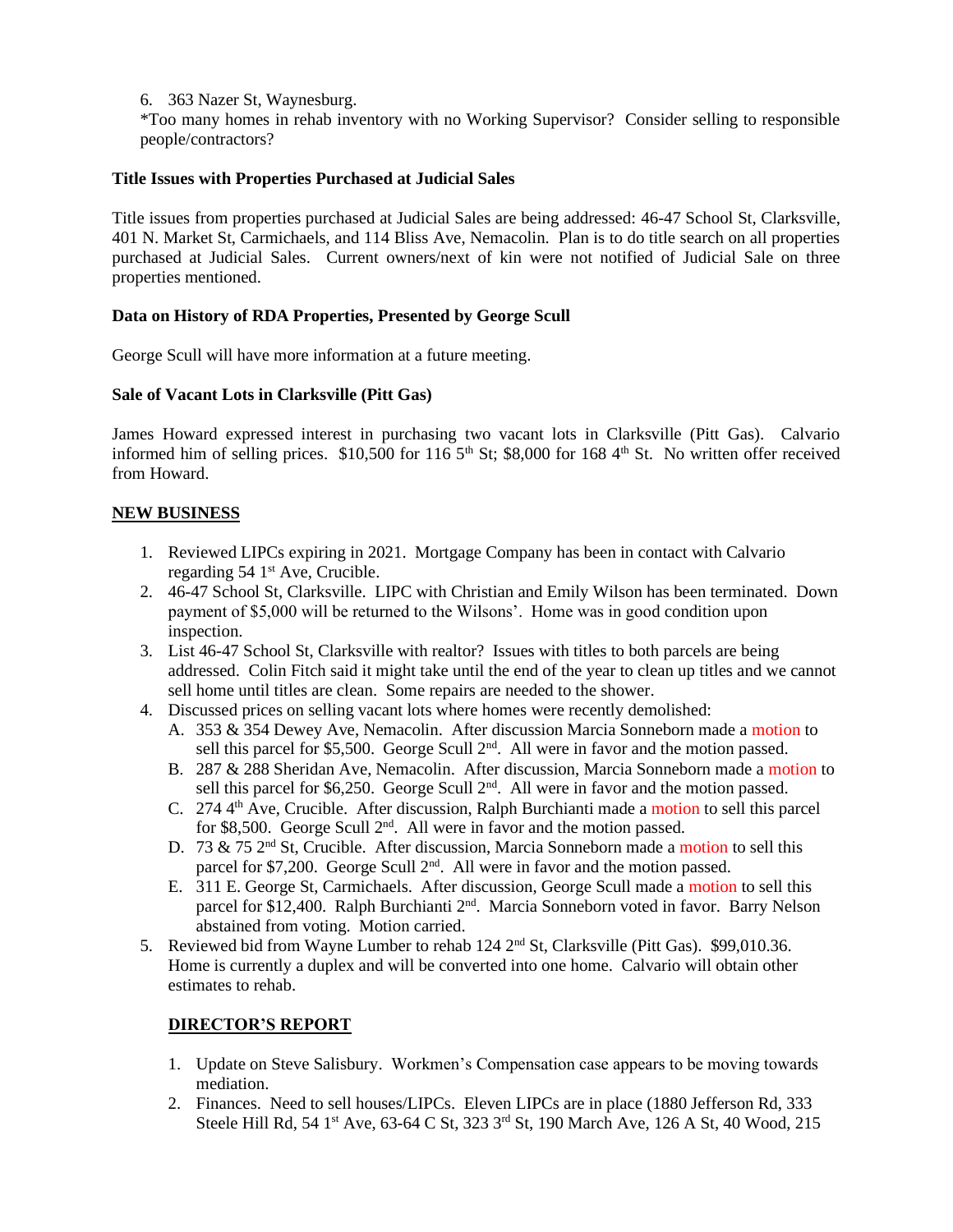6. 363 Nazer St, Waynesburg.

*Too many homes in rehab inventory with no Working Supervisor? Consider selling to responsible people/contractors?

**Title Issues with Properties Purchased at Judicial Sales**

Title issues from properties purchased at Judicial Sales are being addressed: 46-47 School St, Clarksville, 401 N. Market St, Carmichaels, and 114 Bliss Ave, Nemacolin. Plan is to do title search on all properties purchased at Judicial Sales. Current owners/next of kin were not notified of Judicial Sale on three properties mentioned.

**Data on History of RDA Properties, Presented by George Scull**

George Scull will have more information at a future meeting.

**Sale of Vacant Lots in Clarksville (Pitt Gas)**

James Howard expressed interest in purchasing two vacant lots in Clarksville (Pitt Gas). Calvario informed him of selling prices. $10,500 for 116 5th St; $8,000 for 168 4th St. No written offer received from Howard.

**NEW BUSINESS**

1. Reviewed LIPCs expiring in 2021. Mortgage Company has been in contact with Calvario regarding 54 1st Ave, Crucible.
2. 46-47 School St, Clarksville. LIPC with Christian and Emily Wilson has been terminated. Down payment of $5,000 will be returned to the Wilsons'. Home was in good condition upon inspection.
3. List 46-47 School St, Clarksville with realtor? Issues with titles to both parcels are being addressed. Colin Fitch said it might take until the end of the year to clean up titles and we cannot sell home until titles are clean. Some repairs are needed to the shower.
4. Discussed prices on selling vacant lots where homes were recently demolished:
   A. 353 & 354 Dewey Ave, Nemacolin. After discussion Marcia Sonneborn made a motion to sell this parcel for $5,500. George Scull 2nd. All were in favor and the motion passed.
   B. 287 & 288 Sheridan Ave, Nemacolin. After discussion, Marcia Sonneborn made a motion to sell this parcel for $6,250. George Scull 2nd. All were in favor and the motion passed.
   C. 274 4th Ave, Crucible. After discussion, Ralph Burchianti made a motion to sell this parcel for $8,500. George Scull 2nd. All were in favor and the motion passed.
   D. 73 & 75 2nd St, Crucible. After discussion, Marcia Sonneborn made a motion to sell this parcel for $7,200. George Scull 2nd. All were in favor and the motion passed.
   E. 311 E. George St, Carmichaels. After discussion, George Scull made a motion to sell this parcel for $12,400. Ralph Burchianti 2nd. Marcia Sonneborn voted in favor. Barry Nelson abstained from voting. Motion carried.
5. Reviewed bid from Wayne Lumber to rehab 124 2nd St, Clarksville (Pitt Gas). $99,010.36. Home is currently a duplex and will be converted into one home. Calvario will obtain other estimates to rehab.

**DIRECTOR'S REPORT**

1. Update on Steve Salisbury. Workmen's Compensation case appears to be moving towards mediation.
2. Finances. Need to sell houses/LIPCs. Eleven LIPCs are in place (1880 Jefferson Rd, 333 Steele Hill Rd, 54 1st Ave, 63-64 C St, 323 3rd St, 190 March Ave, 126 A St, 40 Wood, 215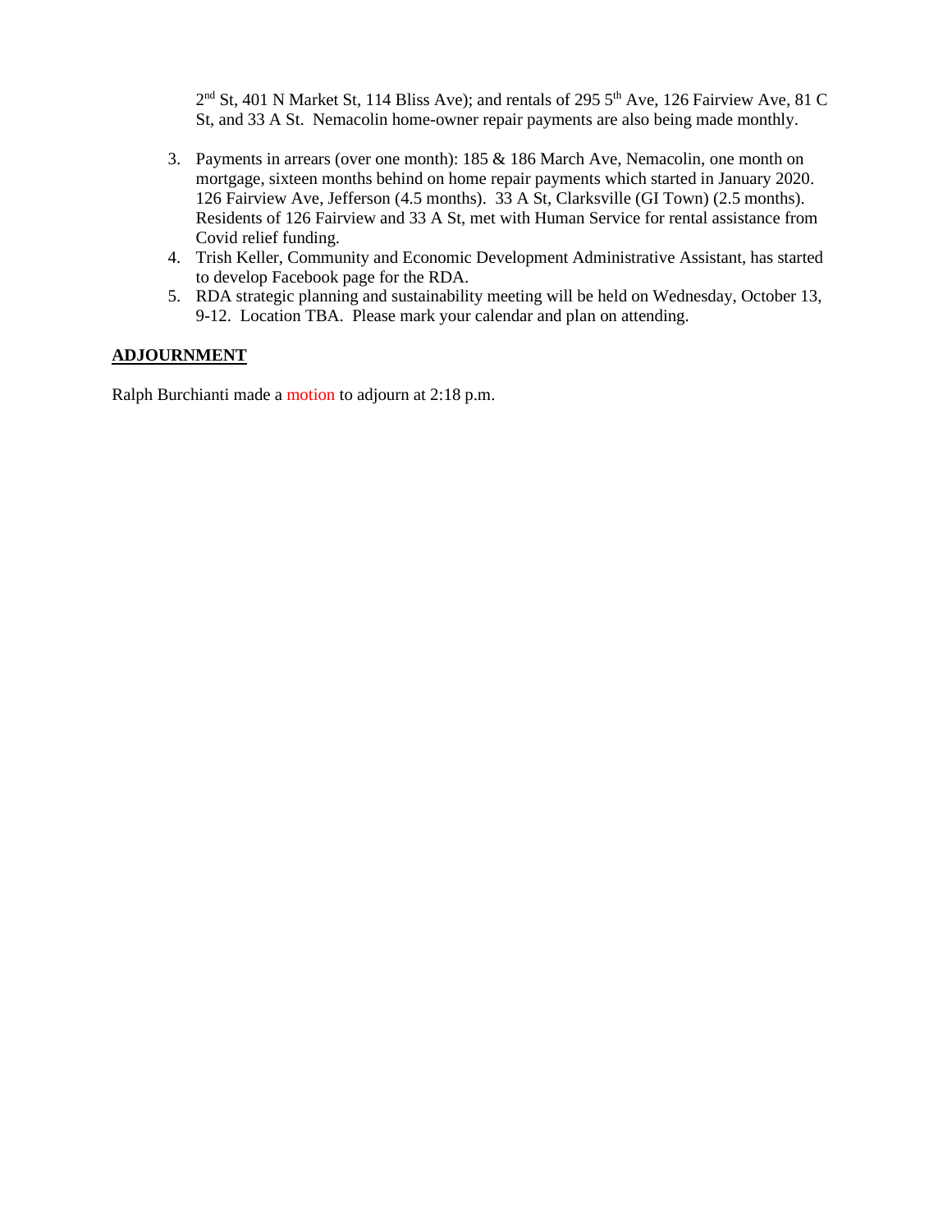2nd St, 401 N Market St, 114 Bliss Ave); and rentals of 295 5th Ave, 126 Fairview Ave, 81 C St, and 33 A St. Nemacolin home-owner repair payments are also being made monthly.

3. Payments in arrears (over one month): 185 & 186 March Ave, Nemacolin, one month on mortgage, sixteen months behind on home repair payments which started in January 2020. 126 Fairview Ave, Jefferson (4.5 months). 33 A St, Clarksville (GI Town) (2.5 months). Residents of 126 Fairview and 33 A St, met with Human Service for rental assistance from Covid relief funding.
4. Trish Keller, Community and Economic Development Administrative Assistant, has started to develop Facebook page for the RDA.
5. RDA strategic planning and sustainability meeting will be held on Wednesday, October 13, 9-12. Location TBA. Please mark your calendar and plan on attending.

**ADJOURNMENT**

Ralph Burchianti made a motion to adjourn at 2:18 p.m.